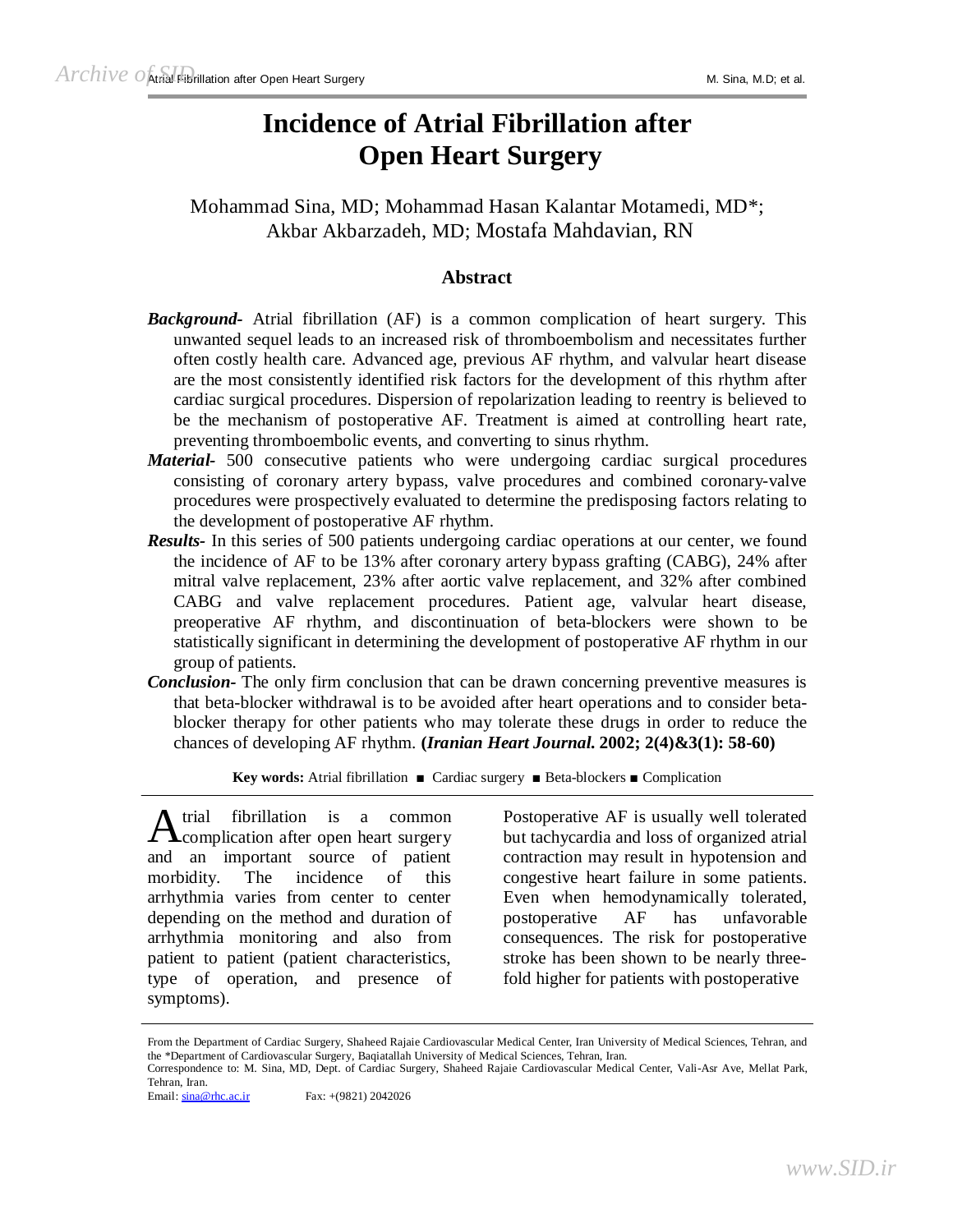# Incidence of Atrial Fibrillation after Open Heart Surgery

Mohammad Sina, MD; Mohammad Hasan Kalantar Motamedi, MD*; Akbar Akbarzadeh, MD; Mostafa Mahdavian, RN

## Abstract

***Background-*** Atrial fibrillation (AF) is a common complication of heart surgery. This unwanted sequel leads to an increased risk of thromboembolism and necessitates further often costly health care. Advanced age, previous AF rhythm, and valvular heart disease are the most consistently identified risk factors for the development of this rhythm after cardiac surgical procedures. Dispersion of repolarization leading to reentry is believed to be the mechanism of postoperative AF. Treatment is aimed at controlling heart rate, preventing thromboembolic events, and converting to sinus rhythm.

***Material-*** 500 consecutive patients who were undergoing cardiac surgical procedures consisting of coronary artery bypass, valve procedures and combined coronary-valve procedures were prospectively evaluated to determine the predisposing factors relating to the development of postoperative AF rhythm.

***Results-*** In this series of 500 patients undergoing cardiac operations at our center, we found the incidence of AF to be 13% after coronary artery bypass grafting (CABG), 24% after mitral valve replacement, 23% after aortic valve replacement, and 32% after combined CABG and valve replacement procedures. Patient age, valvular heart disease, preoperative AF rhythm, and discontinuation of beta-blockers were shown to be statistically significant in determining the development of postoperative AF rhythm in our group of patients.

***Conclusion-*** The only firm conclusion that can be drawn concerning preventive measures is that beta-blocker withdrawal is to be avoided after heart operations and to consider beta-blocker therapy for other patients who may tolerate these drugs in order to reduce the chances of developing AF rhythm. **(*Iranian Heart Journal.* 2002; 2(4)&3(1): 58-60)**

**Key words:** Atrial fibrillation ■ Cardiac surgery ■ Beta-blockers ■ Complication

---

Atrial fibrillation is a common complication after open heart surgery and an important source of patient morbidity. The incidence of this arrhythmia varies from center to center depending on the method and duration of arrhythmia monitoring and also from patient to patient (patient characteristics, type of operation, and presence of symptoms).

Postoperative AF is usually well tolerated but tachycardia and loss of organized atrial contraction may result in hypotension and congestive heart failure in some patients. Even when hemodynamically tolerated, postoperative AF has unfavorable consequences. The risk for postoperative stroke has been shown to be nearly three-fold higher for patients with postoperative

---

From the Department of Cardiac Surgery, Shaheed Rajaie Cardiovascular Medical Center, Iran University of Medical Sciences, Tehran, and the *Department of Cardiovascular Surgery, Baqiatallah University of Medical Sciences, Tehran, Iran.
Correspondence to: M. Sina, MD, Dept. of Cardiac Surgery, Shaheed Rajaie Cardiovascular Medical Center, Vali-Asr Ave, Mellat Park, Tehran, Iran.
Email: sina@rhc.ac.ir Fax: +(9821) 2042026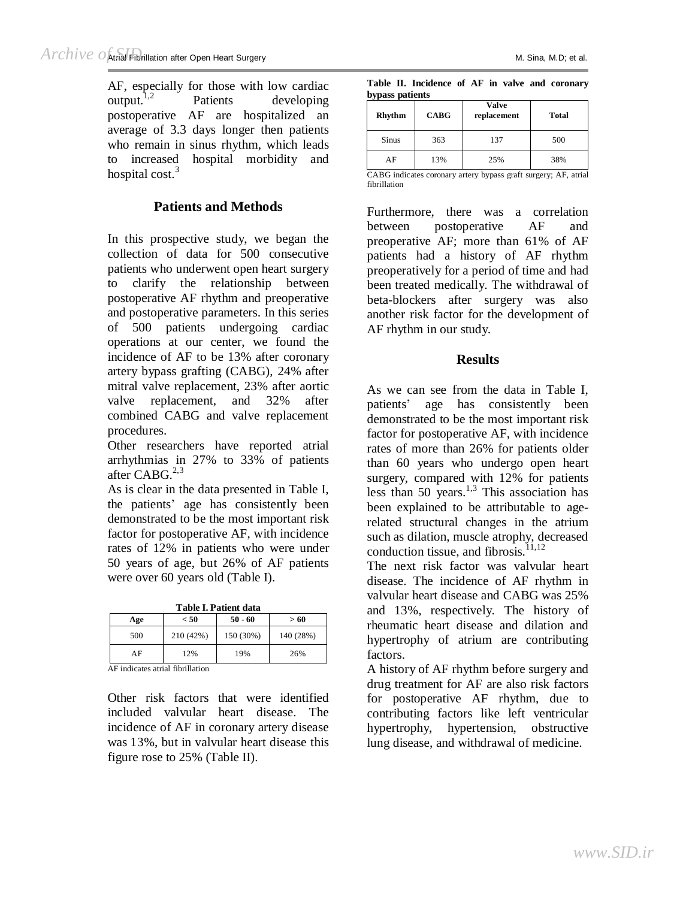AF, especially for those with low cardiac output.[1,2] Patients developing postoperative AF are hospitalized an average of 3.3 days longer then patients who remain in sinus rhythm, which leads to increased hospital morbidity and hospital cost.[3]

## Patients and Methods

In this prospective study, we began the collection of data for 500 consecutive patients who underwent open heart surgery to clarify the relationship between postoperative AF rhythm and preoperative and postoperative parameters. In this series of 500 patients undergoing cardiac operations at our center, we found the incidence of AF to be 13% after coronary artery bypass grafting (CABG), 24% after mitral valve replacement, 23% after aortic valve replacement, and 32% after combined CABG and valve replacement procedures.

Other researchers have reported atrial arrhythmias in 27% to 33% of patients after CABG.[2,3]

As is clear in the data presented in Table I, the patients' age has consistently been demonstrated to be the most important risk factor for postoperative AF, with incidence rates of 12% in patients who were under 50 years of age, but 26% of AF patients were over 60 years old (Table I).

**Table I. Patient data**

| Age | < 50 | 50 - 60 | > 60 |
|---|---|---|---|
| 500 | 210 (42%) | 150 (30%) | 140 (28%) |
| AF | 12% | 19% | 26% |

AF indicates atrial fibrillation

Other risk factors that were identified included valvular heart disease. The incidence of AF in coronary artery disease was 13%, but in valvular heart disease this figure rose to 25% (Table II).

**Table II. Incidence of AF in valve and coronary bypass patients**

| Rhythm | CABG | Valve replacement | Total |
|---|---|---|---|
| Sinus | 363 | 137 | 500 |
| AF | 13% | 25% | 38% |

CABG indicates coronary artery bypass graft surgery; AF, atrial fibrillation

Furthermore, there was a correlation between postoperative AF and preoperative AF; more than 61% of AF patients had a history of AF rhythm preoperatively for a period of time and had been treated medically. The withdrawal of beta-blockers after surgery was also another risk factor for the development of AF rhythm in our study.

## Results

As we can see from the data in Table I, patients' age has consistently been demonstrated to be the most important risk factor for postoperative AF, with incidence rates of more than 26% for patients older than 60 years who undergo open heart surgery, compared with 12% for patients less than 50 years.[1,3] This association has been explained to be attributable to age-related structural changes in the atrium such as dilation, muscle atrophy, decreased conduction tissue, and fibrosis.[11,12]

The next risk factor was valvular heart disease. The incidence of AF rhythm in valvular heart disease and CABG was 25% and 13%, respectively. The history of rheumatic heart disease and dilation and hypertrophy of atrium are contributing factors.

A history of AF rhythm before surgery and drug treatment for AF are also risk factors for postoperative AF rhythm, due to contributing factors like left ventricular hypertrophy, hypertension, obstructive lung disease, and withdrawal of medicine.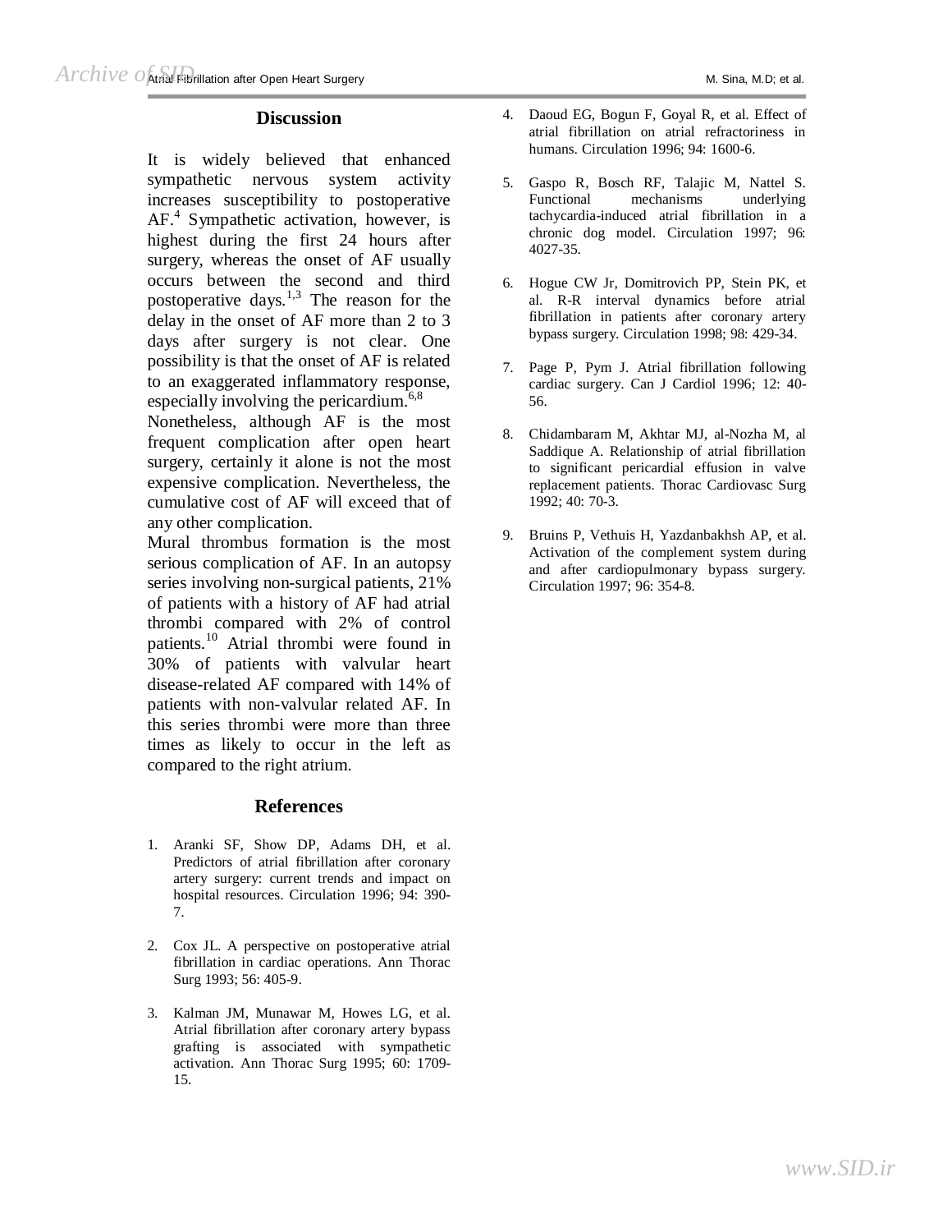## Discussion

It is widely believed that enhanced sympathetic nervous system activity increases susceptibility to postoperative AF.[4] Sympathetic activation, however, is highest during the first 24 hours after surgery, whereas the onset of AF usually occurs between the second and third postoperative days.[1,3] The reason for the delay in the onset of AF more than 2 to 3 days after surgery is not clear. One possibility is that the onset of AF is related to an exaggerated inflammatory response, especially involving the pericardium.[6,8]

Nonetheless, although AF is the most frequent complication after open heart surgery, certainly it alone is not the most expensive complication. Nevertheless, the cumulative cost of AF will exceed that of any other complication.

Mural thrombus formation is the most serious complication of AF. In an autopsy series involving non-surgical patients, 21% of patients with a history of AF had atrial thrombi compared with 2% of control patients.[10] Atrial thrombi were found in 30% of patients with valvular heart disease-related AF compared with 14% of patients with non-valvular related AF. In this series thrombi were more than three times as likely to occur in the left as compared to the right atrium.

## References

1. Aranki SF, Show DP, Adams DH, et al. Predictors of atrial fibrillation after coronary artery surgery: current trends and impact on hospital resources. Circulation 1996; 94: 390-7.

2. Cox JL. A perspective on postoperative atrial fibrillation in cardiac operations. Ann Thorac Surg 1993; 56: 405-9.

3. Kalman JM, Munawar M, Howes LG, et al. Atrial fibrillation after coronary artery bypass grafting is associated with sympathetic activation. Ann Thorac Surg 1995; 60: 1709-15.

4. Daoud EG, Bogun F, Goyal R, et al. Effect of atrial fibrillation on atrial refractoriness in humans. Circulation 1996; 94: 1600-6.

5. Gaspo R, Bosch RF, Talajic M, Nattel S. Functional mechanisms underlying tachycardia-induced atrial fibrillation in a chronic dog model. Circulation 1997; 96: 4027-35.

6. Hogue CW Jr, Domitrovich PP, Stein PK, et al. R-R interval dynamics before atrial fibrillation in patients after coronary artery bypass surgery. Circulation 1998; 98: 429-34.

7. Page P, Pym J. Atrial fibrillation following cardiac surgery. Can J Cardiol 1996; 12: 40-56.

8. Chidambaram M, Akhtar MJ, al-Nozha M, al Saddique A. Relationship of atrial fibrillation to significant pericardial effusion in valve replacement patients. Thorac Cardiovasc Surg 1992; 40: 70-3.

9. Bruins P, Vethuis H, Yazdanbakhsh AP, et al. Activation of the complement system during and after cardiopulmonary bypass surgery. Circulation 1997; 96: 354-8.